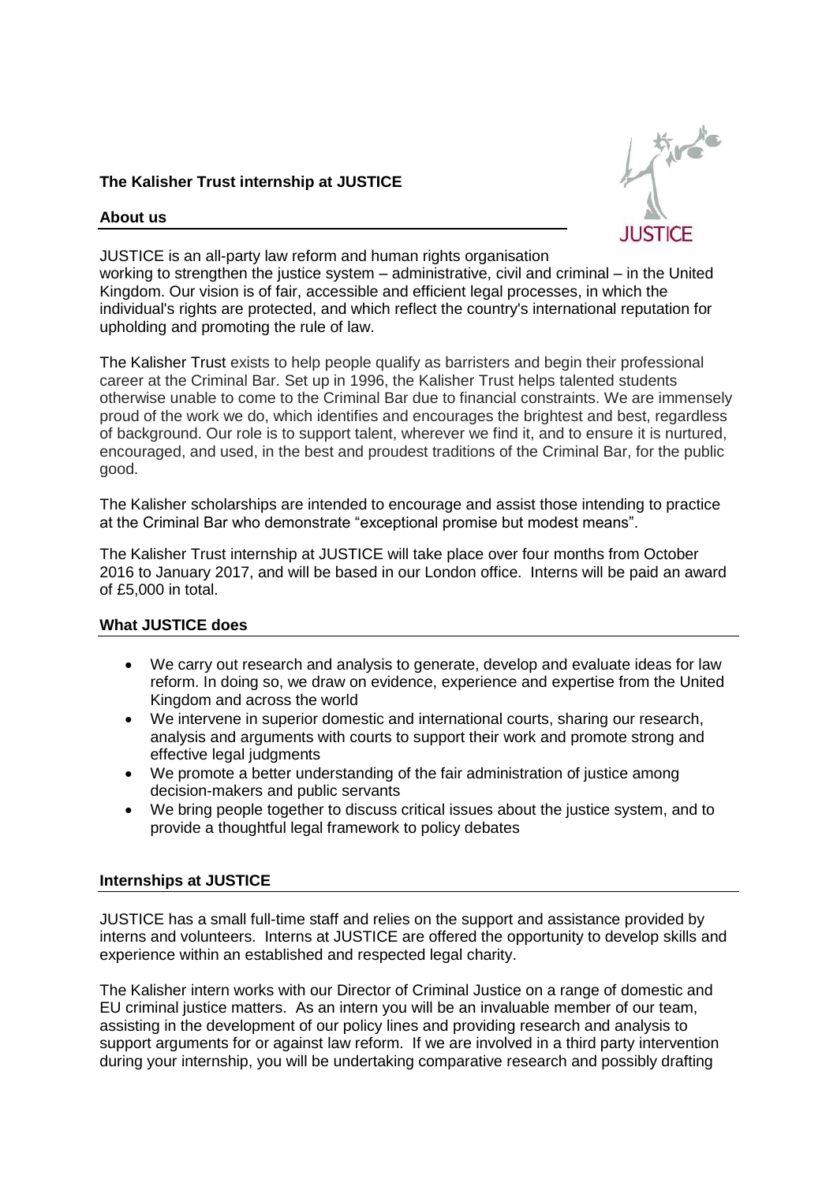**The Kalisher Trust internship at JUSTICE**

## About us

JUSTICE is an all-party law reform and human rights organisation working to strengthen the justice system – administrative, civil and criminal – in the United Kingdom. Our vision is of fair, accessible and efficient legal processes, in which the individual's rights are protected, and which reflect the country's international reputation for upholding and promoting the rule of law.

The Kalisher Trust exists to help people qualify as barristers and begin their professional career at the Criminal Bar. Set up in 1996, the Kalisher Trust helps talented students otherwise unable to come to the Criminal Bar due to financial constraints. We are immensely proud of the work we do, which identifies and encourages the brightest and best, regardless of background. Our role is to support talent, wherever we find it, and to ensure it is nurtured, encouraged, and used, in the best and proudest traditions of the Criminal Bar, for the public good.

The Kalisher scholarships are intended to encourage and assist those intending to practice at the Criminal Bar who demonstrate "exceptional promise but modest means".

The Kalisher Trust internship at JUSTICE will take place over four months from October 2016 to January 2017, and will be based in our London office. Interns will be paid an award of £5,000 in total.

## What JUSTICE does

- We carry out research and analysis to generate, develop and evaluate ideas for law reform. In doing so, we draw on evidence, experience and expertise from the United Kingdom and across the world
- We intervene in superior domestic and international courts, sharing our research, analysis and arguments with courts to support their work and promote strong and effective legal judgments
- We promote a better understanding of the fair administration of justice among decision-makers and public servants
- We bring people together to discuss critical issues about the justice system, and to provide a thoughtful legal framework to policy debates

## Internships at JUSTICE

JUSTICE has a small full-time staff and relies on the support and assistance provided by interns and volunteers. Interns at JUSTICE are offered the opportunity to develop skills and experience within an established and respected legal charity.

The Kalisher intern works with our Director of Criminal Justice on a range of domestic and EU criminal justice matters. As an intern you will be an invaluable member of our team, assisting in the development of our policy lines and providing research and analysis to support arguments for or against law reform. If we are involved in a third party intervention during your internship, you will be undertaking comparative research and possibly drafting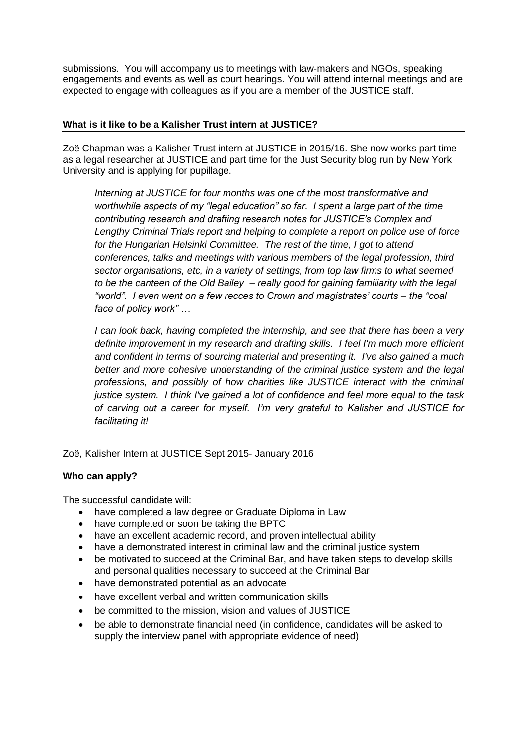submissions. You will accompany us to meetings with law-makers and NGOs, speaking engagements and events as well as court hearings. You will attend internal meetings and are expected to engage with colleagues as if you are a member of the JUSTICE staff.

## What is it like to be a Kalisher Trust intern at JUSTICE?

Zoë Chapman was a Kalisher Trust intern at JUSTICE in 2015/16. She now works part time as a legal researcher at JUSTICE and part time for the Just Security blog run by New York University and is applying for pupillage.

> *Interning at JUSTICE for four months was one of the most transformative and worthwhile aspects of my "legal education" so far. I spent a large part of the time contributing research and drafting research notes for JUSTICE's Complex and Lengthy Criminal Trials report and helping to complete a report on police use of force for the Hungarian Helsinki Committee. The rest of the time, I got to attend conferences, talks and meetings with various members of the legal profession, third sector organisations, etc, in a variety of settings, from top law firms to what seemed to be the canteen of the Old Bailey – really good for gaining familiarity with the legal "world". I even went on a few recces to Crown and magistrates' courts – the "coal face of policy work" …*
>
> *I can look back, having completed the internship, and see that there has been a very definite improvement in my research and drafting skills. I feel I'm much more efficient and confident in terms of sourcing material and presenting it. I've also gained a much better and more cohesive understanding of the criminal justice system and the legal professions, and possibly of how charities like JUSTICE interact with the criminal justice system. I think I've gained a lot of confidence and feel more equal to the task of carving out a career for myself. I'm very grateful to Kalisher and JUSTICE for facilitating it!*

Zoë, Kalisher Intern at JUSTICE Sept 2015- January 2016

## Who can apply?

The successful candidate will:

- have completed a law degree or Graduate Diploma in Law
- have completed or soon be taking the BPTC
- have an excellent academic record, and proven intellectual ability
- have a demonstrated interest in criminal law and the criminal justice system
- be motivated to succeed at the Criminal Bar, and have taken steps to develop skills and personal qualities necessary to succeed at the Criminal Bar
- have demonstrated potential as an advocate
- have excellent verbal and written communication skills
- be committed to the mission, vision and values of JUSTICE
- be able to demonstrate financial need (in confidence, candidates will be asked to supply the interview panel with appropriate evidence of need)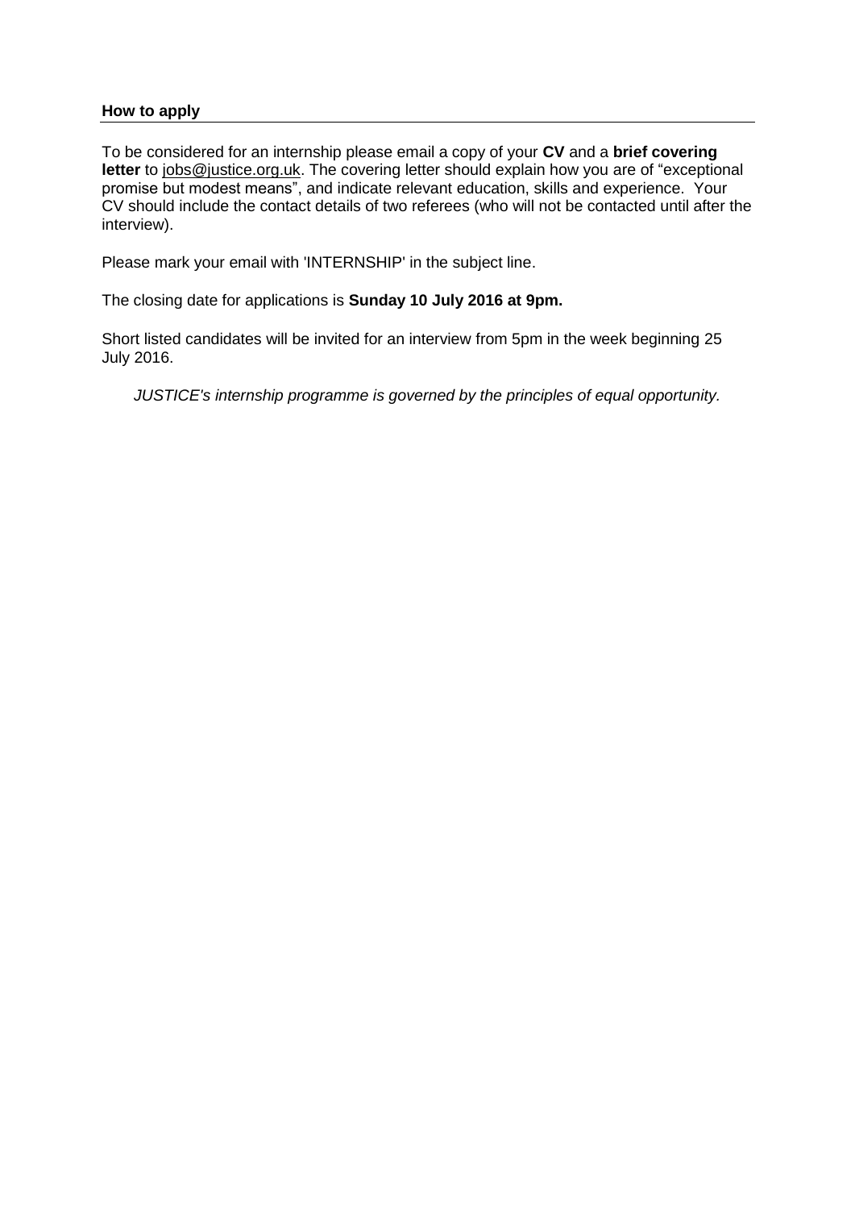## How to apply

To be considered for an internship please email a copy of your **CV** and a **brief covering letter** to jobs@justice.org.uk. The covering letter should explain how you are of "exceptional promise but modest means", and indicate relevant education, skills and experience. Your CV should include the contact details of two referees (who will not be contacted until after the interview).

Please mark your email with 'INTERNSHIP' in the subject line.

The closing date for applications is **Sunday 10 July 2016 at 9pm.**

Short listed candidates will be invited for an interview from 5pm in the week beginning 25 July 2016.

*JUSTICE's internship programme is governed by the principles of equal opportunity.*